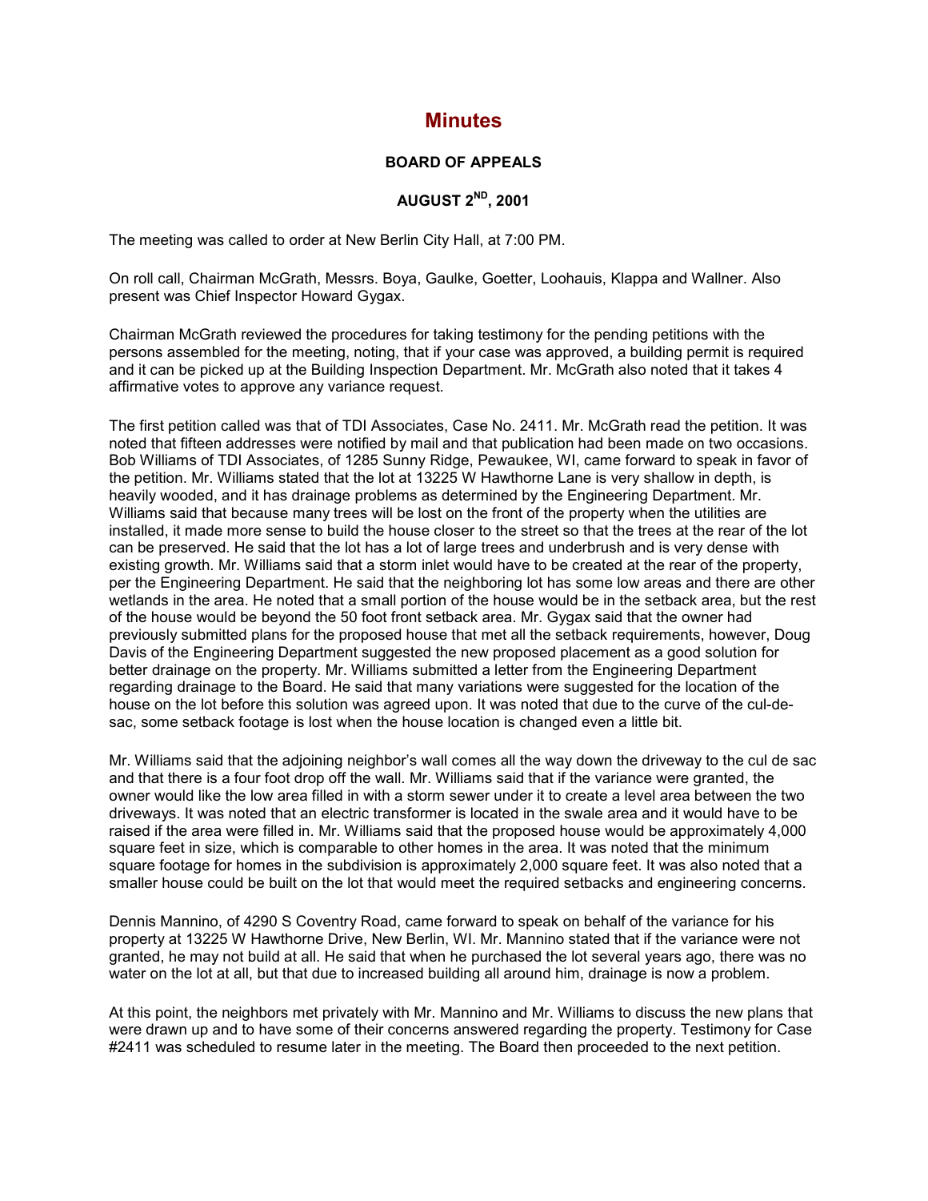# Minutes

### BOARD OF APPEALS

### AUGUST 2ND, 2001

The meeting was called to order at New Berlin City Hall, at 7:00 PM.

On roll call, Chairman McGrath, Messrs. Boya, Gaulke, Goetter, Loohauis, Klappa and Wallner. Also present was Chief Inspector Howard Gygax.

Chairman McGrath reviewed the procedures for taking testimony for the pending petitions with the persons assembled for the meeting, noting, that if your case was approved, a building permit is required and it can be picked up at the Building Inspection Department. Mr. McGrath also noted that it takes 4 affirmative votes to approve any variance request.

The first petition called was that of TDI Associates, Case No. 2411. Mr. McGrath read the petition. It was noted that fifteen addresses were notified by mail and that publication had been made on two occasions. Bob Williams of TDI Associates, of 1285 Sunny Ridge, Pewaukee, WI, came forward to speak in favor of the petition. Mr. Williams stated that the lot at 13225 W Hawthorne Lane is very shallow in depth, is heavily wooded, and it has drainage problems as determined by the Engineering Department. Mr. Williams said that because many trees will be lost on the front of the property when the utilities are installed, it made more sense to build the house closer to the street so that the trees at the rear of the lot can be preserved. He said that the lot has a lot of large trees and underbrush and is very dense with existing growth. Mr. Williams said that a storm inlet would have to be created at the rear of the property, per the Engineering Department. He said that the neighboring lot has some low areas and there are other wetlands in the area. He noted that a small portion of the house would be in the setback area, but the rest of the house would be beyond the 50 foot front setback area. Mr. Gygax said that the owner had previously submitted plans for the proposed house that met all the setback requirements, however, Doug Davis of the Engineering Department suggested the new proposed placement as a good solution for better drainage on the property. Mr. Williams submitted a letter from the Engineering Department regarding drainage to the Board. He said that many variations were suggested for the location of the house on the lot before this solution was agreed upon. It was noted that due to the curve of the cul-de-sac, some setback footage is lost when the house location is changed even a little bit.

Mr. Williams said that the adjoining neighbor's wall comes all the way down the driveway to the cul de sac and that there is a four foot drop off the wall. Mr. Williams said that if the variance were granted, the owner would like the low area filled in with a storm sewer under it to create a level area between the two driveways. It was noted that an electric transformer is located in the swale area and it would have to be raised if the area were filled in. Mr. Williams said that the proposed house would be approximately 4,000 square feet in size, which is comparable to other homes in the area. It was noted that the minimum square footage for homes in the subdivision is approximately 2,000 square feet. It was also noted that a smaller house could be built on the lot that would meet the required setbacks and engineering concerns.

Dennis Mannino, of 4290 S Coventry Road, came forward to speak on behalf of the variance for his property at 13225 W Hawthorne Drive, New Berlin, WI. Mr. Mannino stated that if the variance were not granted, he may not build at all. He said that when he purchased the lot several years ago, there was no water on the lot at all, but that due to increased building all around him, drainage is now a problem.

At this point, the neighbors met privately with Mr. Mannino and Mr. Williams to discuss the new plans that were drawn up and to have some of their concerns answered regarding the property. Testimony for Case #2411 was scheduled to resume later in the meeting. The Board then proceeded to the next petition.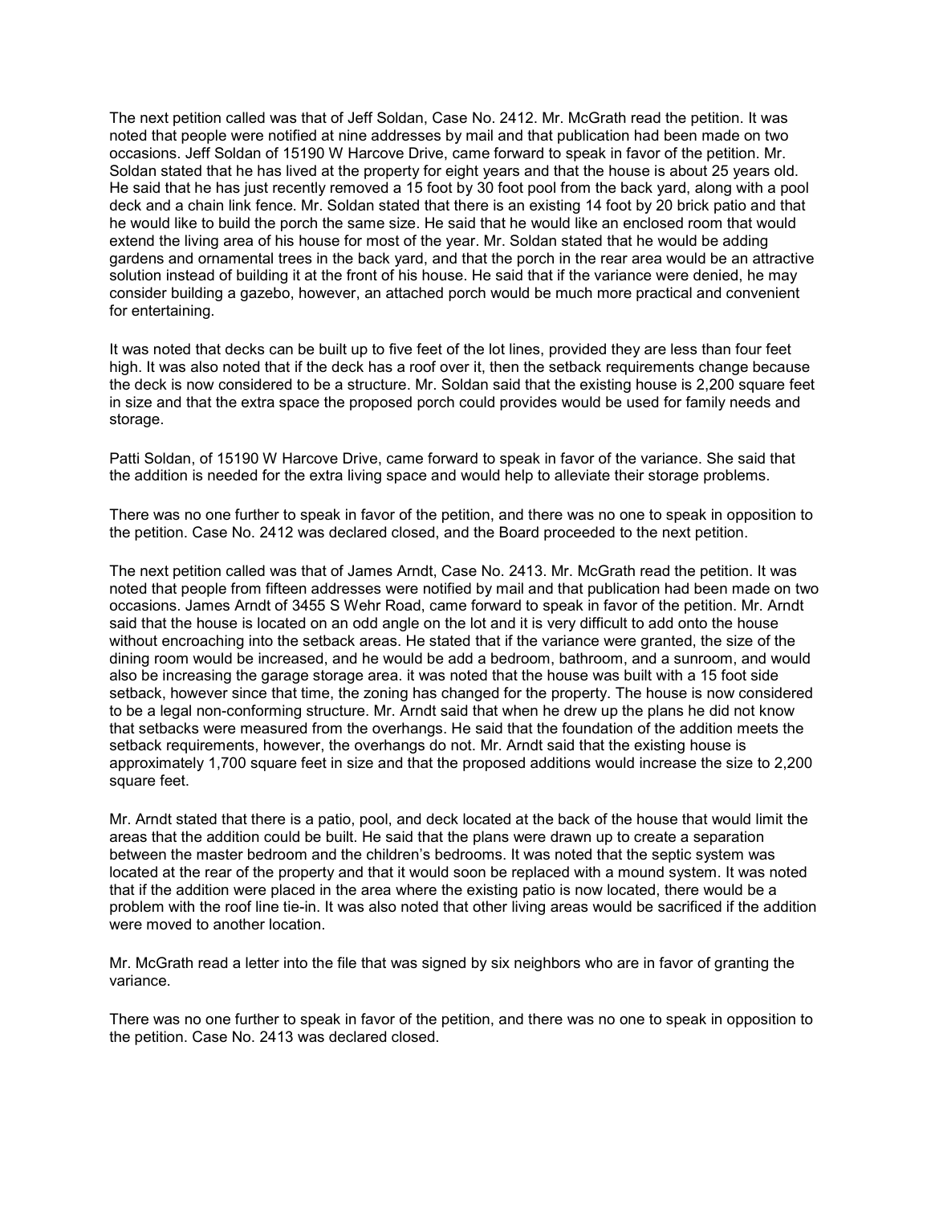The next petition called was that of Jeff Soldan, Case No. 2412. Mr. McGrath read the petition. It was noted that people were notified at nine addresses by mail and that publication had been made on two occasions. Jeff Soldan of 15190 W Harcove Drive, came forward to speak in favor of the petition. Mr. Soldan stated that he has lived at the property for eight years and that the house is about 25 years old. He said that he has just recently removed a 15 foot by 30 foot pool from the back yard, along with a pool deck and a chain link fence. Mr. Soldan stated that there is an existing 14 foot by 20 brick patio and that he would like to build the porch the same size. He said that he would like an enclosed room that would extend the living area of his house for most of the year. Mr. Soldan stated that he would be adding gardens and ornamental trees in the back yard, and that the porch in the rear area would be an attractive solution instead of building it at the front of his house. He said that if the variance were denied, he may consider building a gazebo, however, an attached porch would be much more practical and convenient for entertaining.

It was noted that decks can be built up to five feet of the lot lines, provided they are less than four feet high. It was also noted that if the deck has a roof over it, then the setback requirements change because the deck is now considered to be a structure. Mr. Soldan said that the existing house is 2,200 square feet in size and that the extra space the proposed porch could provides would be used for family needs and storage.

Patti Soldan, of 15190 W Harcove Drive, came forward to speak in favor of the variance. She said that the addition is needed for the extra living space and would help to alleviate their storage problems.

There was no one further to speak in favor of the petition, and there was no one to speak in opposition to the petition. Case No. 2412 was declared closed, and the Board proceeded to the next petition.

The next petition called was that of James Arndt, Case No. 2413. Mr. McGrath read the petition. It was noted that people from fifteen addresses were notified by mail and that publication had been made on two occasions. James Arndt of 3455 S Wehr Road, came forward to speak in favor of the petition. Mr. Arndt said that the house is located on an odd angle on the lot and it is very difficult to add onto the house without encroaching into the setback areas. He stated that if the variance were granted, the size of the dining room would be increased, and he would be add a bedroom, bathroom, and a sunroom, and would also be increasing the garage storage area. it was noted that the house was built with a 15 foot side setback, however since that time, the zoning has changed for the property. The house is now considered to be a legal non-conforming structure. Mr. Arndt said that when he drew up the plans he did not know that setbacks were measured from the overhangs. He said that the foundation of the addition meets the setback requirements, however, the overhangs do not. Mr. Arndt said that the existing house is approximately 1,700 square feet in size and that the proposed additions would increase the size to 2,200 square feet.

Mr. Arndt stated that there is a patio, pool, and deck located at the back of the house that would limit the areas that the addition could be built. He said that the plans were drawn up to create a separation between the master bedroom and the children's bedrooms. It was noted that the septic system was located at the rear of the property and that it would soon be replaced with a mound system. It was noted that if the addition were placed in the area where the existing patio is now located, there would be a problem with the roof line tie-in. It was also noted that other living areas would be sacrificed if the addition were moved to another location.

Mr. McGrath read a letter into the file that was signed by six neighbors who are in favor of granting the variance.

There was no one further to speak in favor of the petition, and there was no one to speak in opposition to the petition. Case No. 2413 was declared closed.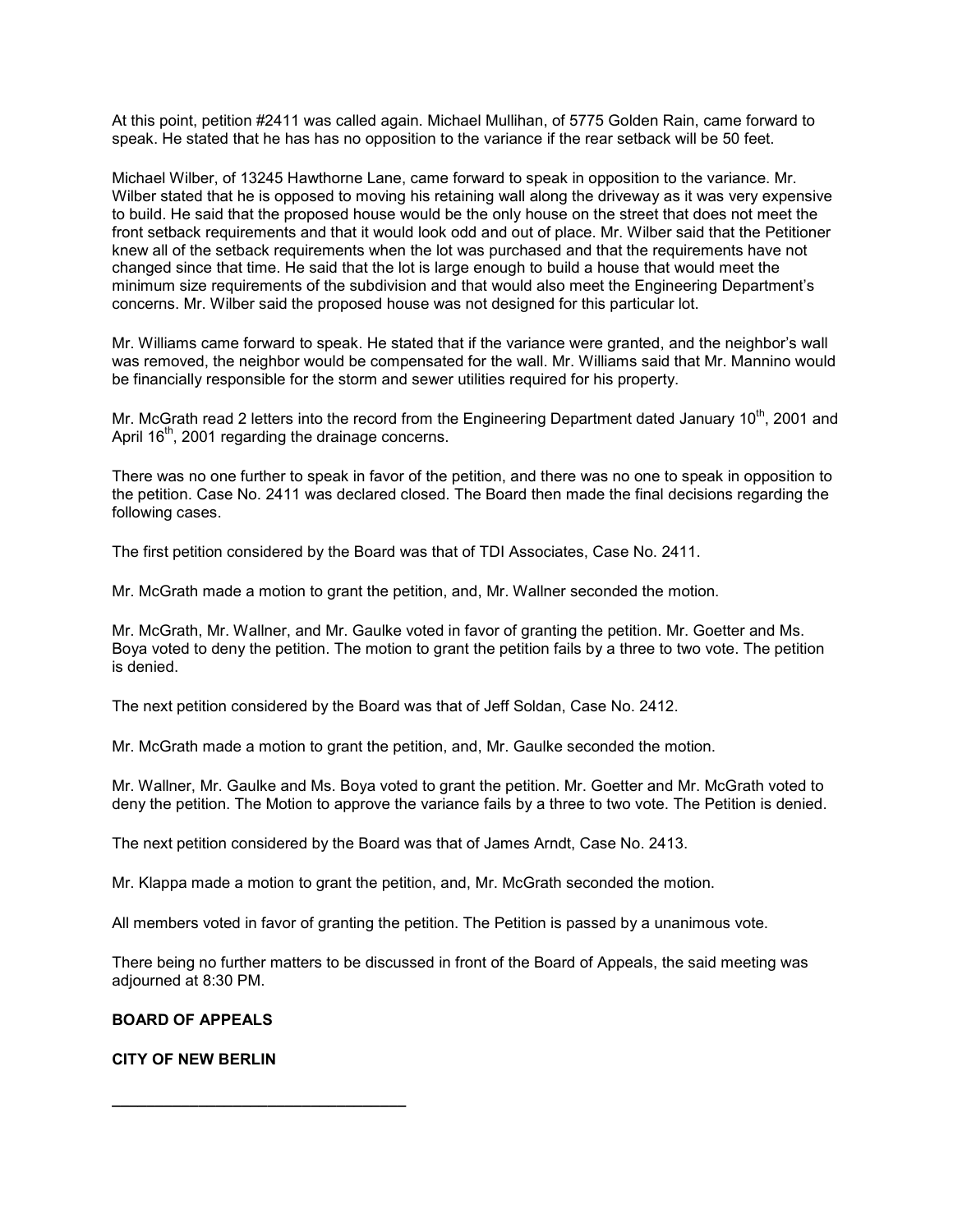At this point, petition #2411 was called again. Michael Mullihan, of 5775 Golden Rain, came forward to speak. He stated that he has has no opposition to the variance if the rear setback will be 50 feet.

Michael Wilber, of 13245 Hawthorne Lane, came forward to speak in opposition to the variance. Mr. Wilber stated that he is opposed to moving his retaining wall along the driveway as it was very expensive to build. He said that the proposed house would be the only house on the street that does not meet the front setback requirements and that it would look odd and out of place. Mr. Wilber said that the Petitioner knew all of the setback requirements when the lot was purchased and that the requirements have not changed since that time. He said that the lot is large enough to build a house that would meet the minimum size requirements of the subdivision and that would also meet the Engineering Department's concerns. Mr. Wilber said the proposed house was not designed for this particular lot.

Mr. Williams came forward to speak. He stated that if the variance were granted, and the neighbor's wall was removed, the neighbor would be compensated for the wall. Mr. Williams said that Mr. Mannino would be financially responsible for the storm and sewer utilities required for his property.

Mr. McGrath read 2 letters into the record from the Engineering Department dated January 10th, 2001 and April 16th, 2001 regarding the drainage concerns.

There was no one further to speak in favor of the petition, and there was no one to speak in opposition to the petition. Case No. 2411 was declared closed. The Board then made the final decisions regarding the following cases.

The first petition considered by the Board was that of TDI Associates, Case No. 2411.

Mr. McGrath made a motion to grant the petition, and, Mr. Wallner seconded the motion.

Mr. McGrath, Mr. Wallner, and Mr. Gaulke voted in favor of granting the petition. Mr. Goetter and Ms. Boya voted to deny the petition. The motion to grant the petition fails by a three to two vote. The petition is denied.

The next petition considered by the Board was that of Jeff Soldan, Case No. 2412.

Mr. McGrath made a motion to grant the petition, and, Mr. Gaulke seconded the motion.

Mr. Wallner, Mr. Gaulke and Ms. Boya voted to grant the petition. Mr. Goetter and Mr. McGrath voted to deny the petition. The Motion to approve the variance fails by a three to two vote. The Petition is denied.

The next petition considered by the Board was that of James Arndt, Case No. 2413.

Mr. Klappa made a motion to grant the petition, and, Mr. McGrath seconded the motion.

All members voted in favor of granting the petition. The Petition is passed by a unanimous vote.

There being no further matters to be discussed in front of the Board of Appeals, the said meeting was adjourned at 8:30 PM.

**BOARD OF APPEALS**

**CITY OF NEW BERLIN**

___________________________________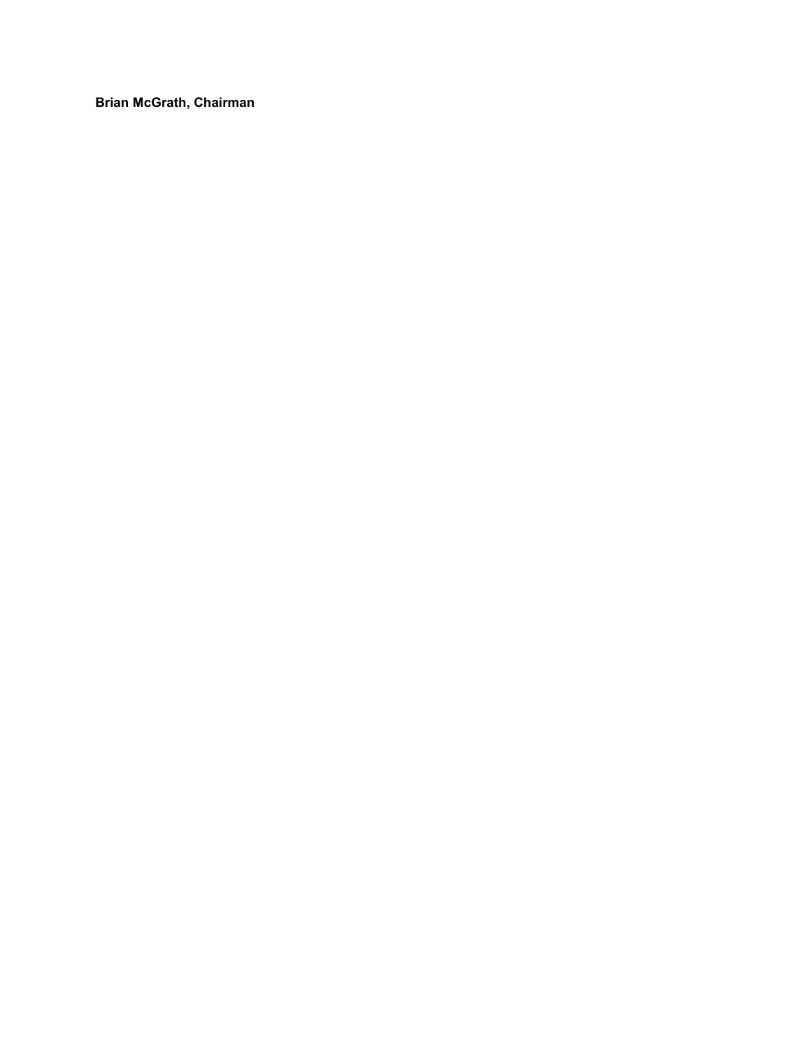**Brian McGrath, Chairman**